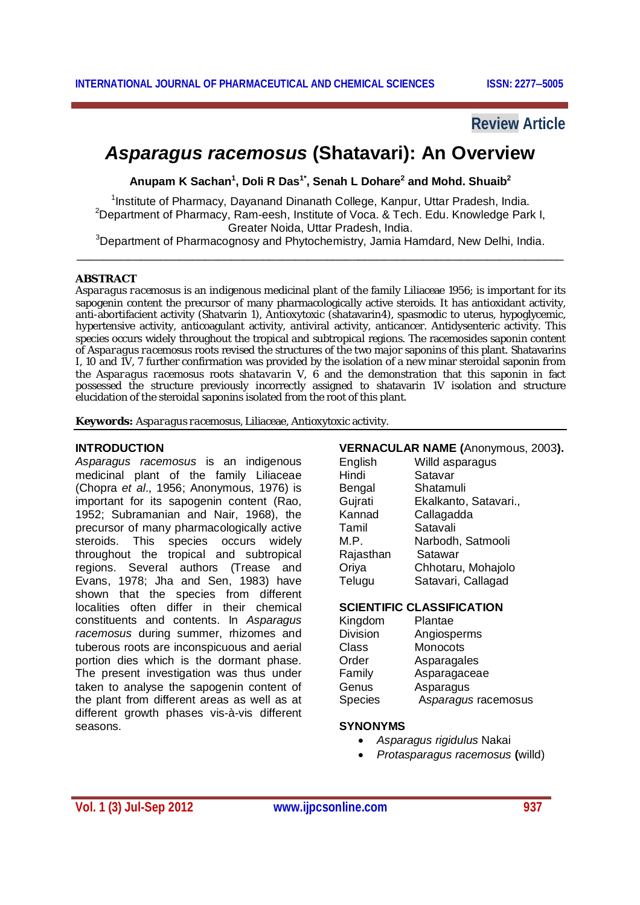Review Article

# *Asparagus racemosus* (Shatavari): An Overview

**Anupam K Sachan[1], Doli R Das[1*], Senah L Dohare[2] and Mohd. Shuaib[2]**

[1]Institute of Pharmacy, Dayanand Dinanath College, Kanpur, Uttar Pradesh, India.
[2]Department of Pharmacy, Ram-eesh, Institute of Voca. & Tech. Edu. Knowledge Park I, Greater Noida, Uttar Pradesh, India.
[3]Department of Pharmacognosy and Phytochemistry, Jamia Hamdard, New Delhi, India.

---

## ABSTRACT

*Asparagus racemosus* is an indigenous medicinal plant of the family Liliaceae 1956; is important for its sapogenin content the precursor of many pharmacologically active steroids. It has antioxidant activity, anti-abortifacient activity (Shatvarin 1), Antioxytoxic (shatavarin4), spasmodic to uterus, hypoglycemic, hypertensive activity, anticoagulant activity, antiviral activity, anticancer. Antidysenteric activity. This species occurs widely throughout the tropical and subtropical regions. The racemosides saponin content of *Asparagus racemosus* roots revised the structures of the two major saponins of this plant. Shatavarins I, 10 and IV, 7 further confirmation was provided by the isolation of a new minar steroidal saponin from the *Asparagus racemosus* roots shatavarin V, 6 and the demonstration that this saponin in fact possessed the structure previously incorrectly assigned to shatavarin 1V isolation and structure elucidation of the steroidal saponins isolated from the root of this plant.

**Keywords:** *Asparagus racemosus*, Liliaceae, Antioxytoxic activity.

---

## INTRODUCTION

*Asparagus racemosus* is an indigenous medicinal plant of the family Liliaceae (Chopra *et al*., 1956; Anonymous, 1976) is important for its sapogenin content (Rao, 1952; Subramanian and Nair, 1968), the precursor of many pharmacologically active steroids. This species occurs widely throughout the tropical and subtropical regions. Several authors (Trease and Evans, 1978; Jha and Sen, 1983) have shown that the species from different localities often differ in their chemical constituents and contents. In *Asparagus racemosus* during summer, rhizomes and tuberous roots are inconspicuous and aerial portion dies which is the dormant phase. The present investigation was thus under taken to analyse the sapogenin content of the plant from different areas as well as at different growth phases vis-à-vis different seasons.

## VERNACULAR NAME (Anonymous, 2003).

| | |
|---|---|
| English | Willd asparagus |
| Hindi | Satavar |
| Bengal | Shatamuli |
| Gujrati | Ekalkanto, Satavari., |
| Kannad | Callagadda |
| Tamil | Satavali |
| M.P. | Narbodh, Satmooli |
| Rajasthan | Satawar |
| Oriya | Chhotaru, Mohajolo |
| Telugu | Satavari, Callagad |

## SCIENTIFIC CLASSIFICATION

| | |
|---|---|
| Kingdom | Plantae |
| Division | Angiosperms |
| Class | Monocots |
| Order | Asparagales |
| Family | Asparagaceae |
| Genus | Asparagus |
| Species | *Asparagus* racemosus |

## SYNONYMS

- *Asparagus rigidulus* Nakai
- *Protasparagus racemosus* **(**willd)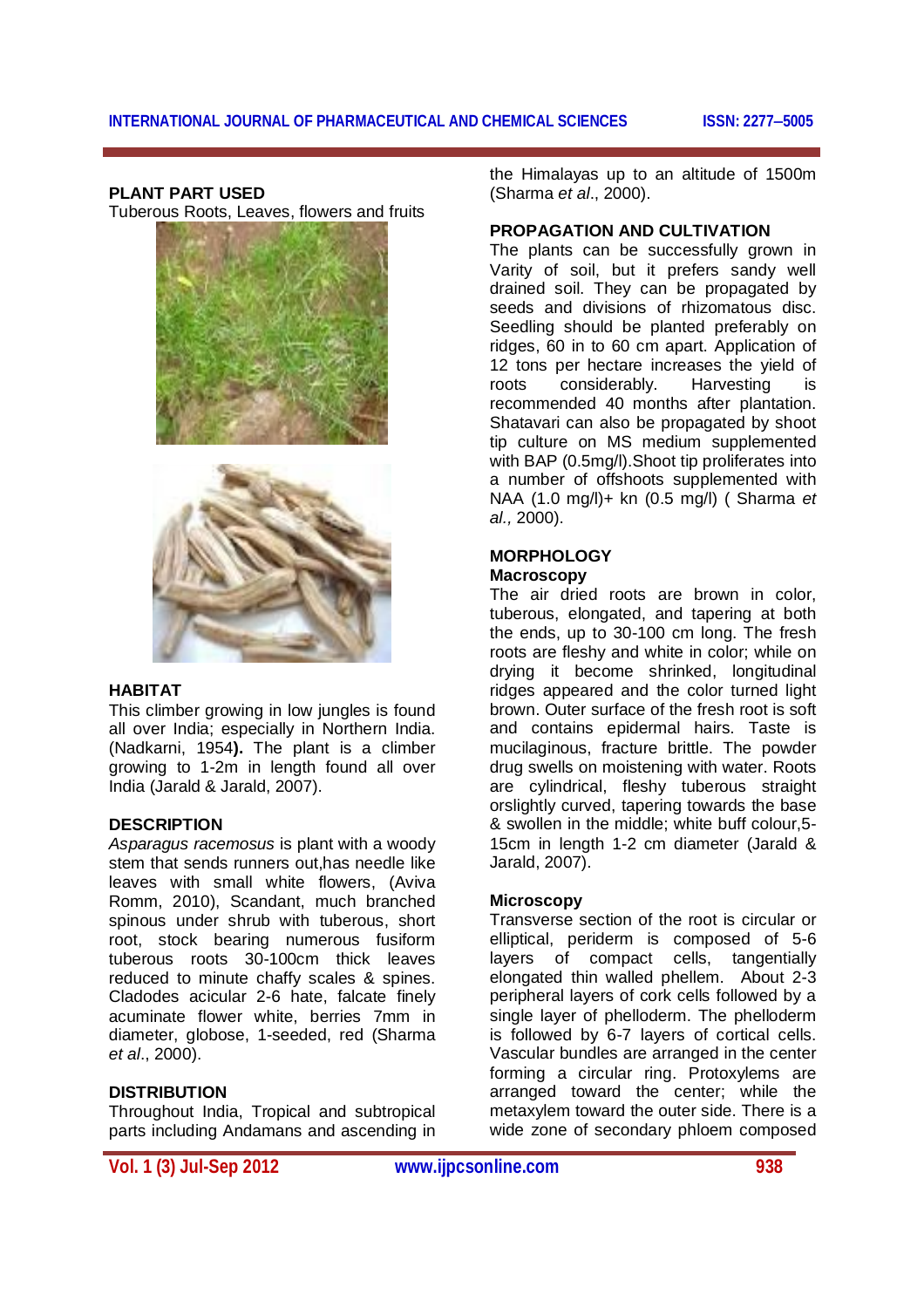## PLANT PART USED

Tuberous Roots, Leaves, flowers and fruits

## HABITAT

This climber growing in low jungles is found all over India; especially in Northern India. (Nadkarni, 1954**).** The plant is a climber growing to 1-2m in length found all over India (Jarald & Jarald, 2007).

## DESCRIPTION

*Asparagus racemosus* is plant with a woody stem that sends runners out,has needle like leaves with small white flowers, (Aviva Romm, 2010), Scandant, much branched spinous under shrub with tuberous, short root, stock bearing numerous fusiform tuberous roots 30-100cm thick leaves reduced to minute chaffy scales & spines. Cladodes acicular 2-6 hate, falcate finely acuminate flower white, berries 7mm in diameter, globose, 1-seeded, red (Sharma *et al*., 2000).

## DISTRIBUTION

Throughout India, Tropical and subtropical parts including Andamans and ascending in the Himalayas up to an altitude of 1500m (Sharma *et al*., 2000).

## PROPAGATION AND CULTIVATION

The plants can be successfully grown in Varity of soil, but it prefers sandy well drained soil. They can be propagated by seeds and divisions of rhizomatous disc. Seedling should be planted preferably on ridges, 60 in to 60 cm apart. Application of 12 tons per hectare increases the yield of roots considerably. Harvesting is recommended 40 months after plantation. Shatavari can also be propagated by shoot tip culture on MS medium supplemented with BAP (0.5mg/l).Shoot tip proliferates into a number of offshoots supplemented with NAA (1.0 mg/l)+ kn (0.5 mg/l) ( Sharma *et al.,* 2000).

## MORPHOLOGY

### Macroscopy

The air dried roots are brown in color, tuberous, elongated, and tapering at both the ends, up to 30-100 cm long. The fresh roots are fleshy and white in color; while on drying it become shrinked, longitudinal ridges appeared and the color turned light brown. Outer surface of the fresh root is soft and contains epidermal hairs. Taste is mucilaginous, fracture brittle. The powder drug swells on moistening with water. Roots are cylindrical, fleshy tuberous straight orslightly curved, tapering towards the base & swollen in the middle; white buff colour,5-15cm in length 1-2 cm diameter (Jarald & Jarald, 2007).

### Microscopy

Transverse section of the root is circular or elliptical, periderm is composed of 5-6 layers of compact cells, tangentially elongated thin walled phellem. About 2-3 peripheral layers of cork cells followed by a single layer of phelloderm. The phelloderm is followed by 6-7 layers of cortical cells. Vascular bundles are arranged in the center forming a circular ring. Protoxylems are arranged toward the center; while the metaxylem toward the outer side. There is a wide zone of secondary phloem composed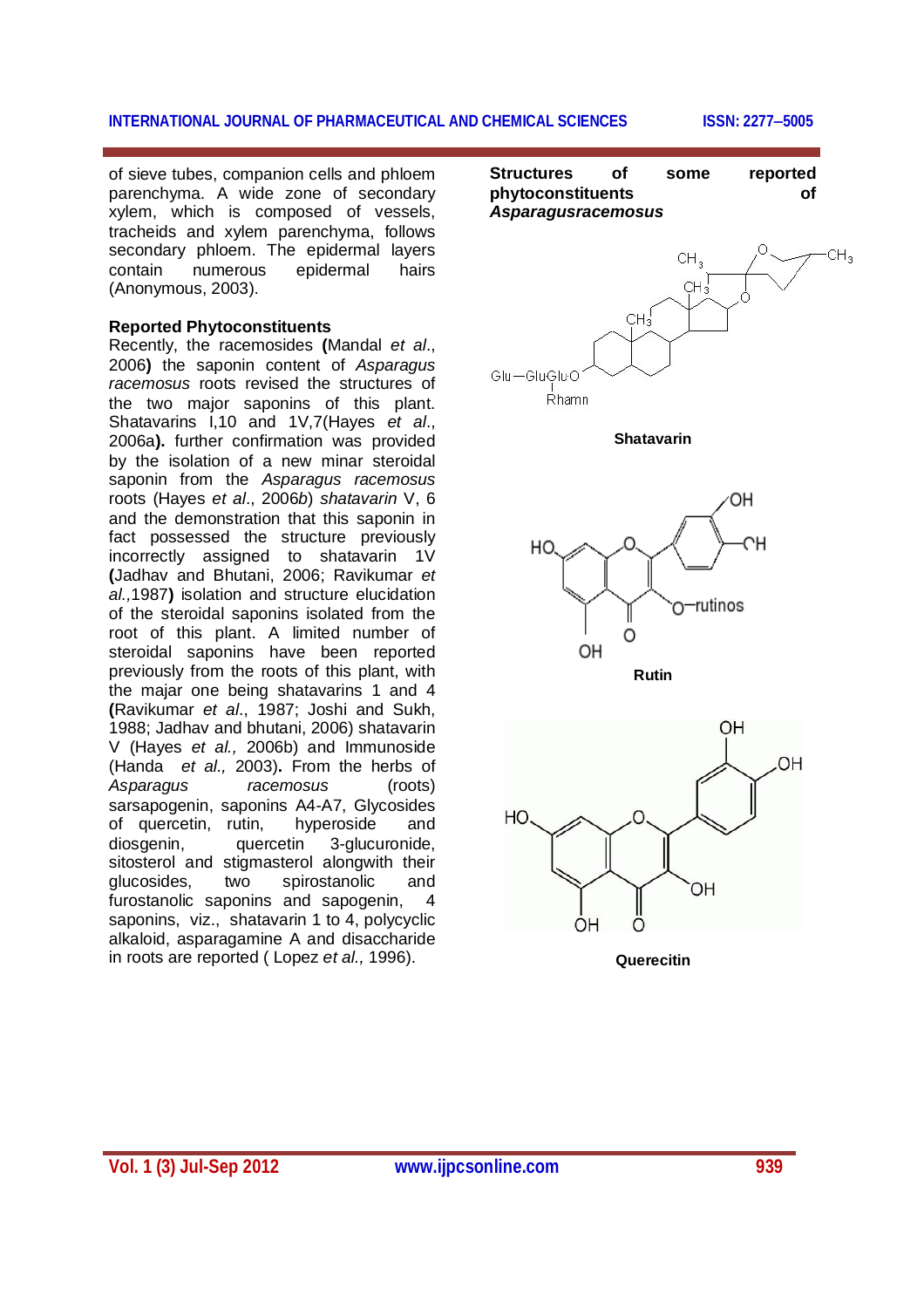of sieve tubes, companion cells and phloem parenchyma. A wide zone of secondary xylem, which is composed of vessels, tracheids and xylem parenchyma, follows secondary phloem. The epidermal layers contain numerous epidermal hairs (Anonymous, 2003).

**Reported Phytoconstituents**

Recently, the racemosides **(**Mandal *et al*., 2006**)** the saponin content of *Asparagus racemosus* roots revised the structures of the two major saponins of this plant. Shatavarins I,10 and 1V,7(Hayes *et al*., 2006a**).** further confirmation was provided by the isolation of a new minar steroidal saponin from the *Asparagus racemosus* roots (Hayes *et al*., 2006*b*) *shatavarin* V, 6 and the demonstration that this saponin in fact possessed the structure previously incorrectly assigned to shatavarin 1V **(**Jadhav and Bhutani, 2006; Ravikumar *et al.,*1987**)** isolation and structure elucidation of the steroidal saponins isolated from the root of this plant. A limited number of steroidal saponins have been reported previously from the roots of this plant, with the majar one being shatavarins 1 and 4 **(**Ravikumar *et al*., 1987; Joshi and Sukh, 1988; Jadhav and bhutani, 2006) shatavarin V (Hayes *et al.,* 2006b) and Immunoside (Handa *et al.,* 2003)**.** From the herbs of *Asparagus racemosus* (roots) sarsapogenin, saponins A4-A7, Glycosides of quercetin, rutin, hyperoside and diosgenin, quercetin 3-glucuronide, sitosterol and stigmasterol alongwith their glucosides, two spirostanolic and furostanolic saponins and sapogenin, 4 saponins, viz., shatavarin 1 to 4, polycyclic alkaloid, asparagamine A and disaccharide in roots are reported ( Lopez *et al.,* 1996).

**Structures of some reported phytoconstituents of *Asparagusracemosus***

**Shatavarin**

**Rutin**

**Querecitin**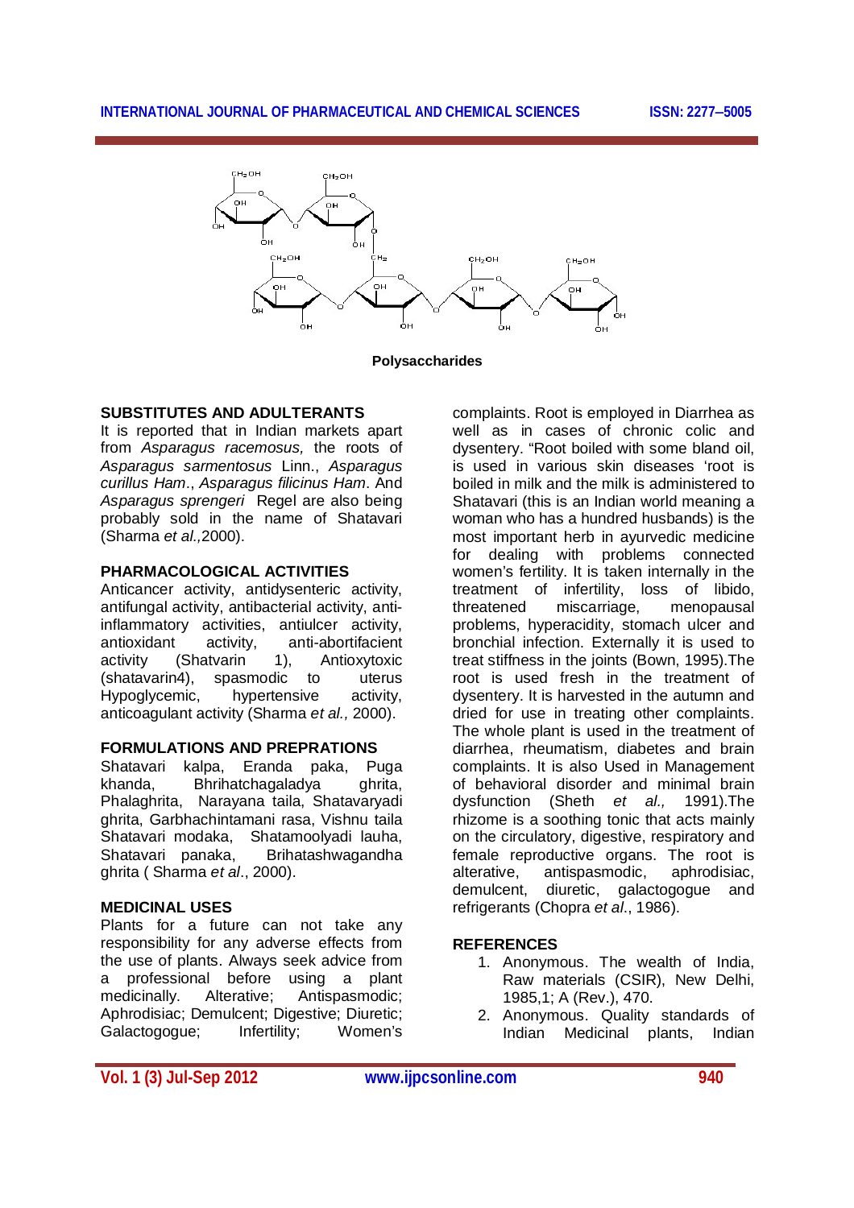Polysaccharides

## SUBSTITUTES AND ADULTERANTS

It is reported that in Indian markets apart from *Asparagus racemosus,* the roots of *Asparagus sarmentosus* Linn., *Asparagus curillus Ham*., *Asparagus filicinus Ham*. And *Asparagus sprengeri* Regel are also being probably sold in the name of Shatavari (Sharma *et al.,*2000).

## PHARMACOLOGICAL ACTIVITIES

Anticancer activity, antidysenteric activity, antifungal activity, antibacterial activity, anti-inflammatory activities, antiulcer activity, antioxidant activity, anti-abortifacient activity (Shatvarin 1), Antioxytoxic (shatavarin4), spasmodic to uterus Hypoglycemic, hypertensive activity, anticoagulant activity (Sharma *et al.,* 2000).

## FORMULATIONS AND PREPRATIONS

Shatavari kalpa, Eranda paka, Puga khanda, Bhrihatchagaladya ghrita, Phalaghrita, Narayana taila, Shatavaryadi ghrita, Garbhachintamani rasa, Vishnu taila Shatavari modaka, Shatamoolyadi lauha, Shatavari panaka, Brihatashwagandha ghrita ( Sharma *et al*., 2000).

## MEDICINAL USES

Plants for a future can not take any responsibility for any adverse effects from the use of plants. Always seek advice from a professional before using a plant medicinally. Alterative; Antispasmodic; Aphrodisiac; Demulcent; Digestive; Diuretic; Galactogogue; Infertility; Women's complaints. Root is employed in Diarrhea as well as in cases of chronic colic and dysentery. "Root boiled with some bland oil, is used in various skin diseases 'root is boiled in milk and the milk is administered to Shatavari (this is an Indian world meaning a woman who has a hundred husbands) is the most important herb in ayurvedic medicine for dealing with problems connected women's fertility. It is taken internally in the treatment of infertility, loss of libido, threatened miscarriage, menopausal problems, hyperacidity, stomach ulcer and bronchial infection. Externally it is used to treat stiffness in the joints (Bown, 1995).The root is used fresh in the treatment of dysentery. It is harvested in the autumn and dried for use in treating other complaints. The whole plant is used in the treatment of diarrhea, rheumatism, diabetes and brain complaints. It is also Used in Management of behavioral disorder and minimal brain dysfunction (Sheth *et al.,* 1991).The rhizome is a soothing tonic that acts mainly on the circulatory, digestive, respiratory and female reproductive organs. The root is alterative, antispasmodic, aphrodisiac, demulcent, diuretic, galactogogue and refrigerants (Chopra *et al*., 1986).

## REFERENCES

1. Anonymous. The wealth of India, Raw materials (CSIR), New Delhi, 1985,1; A (Rev.), 470.
2. Anonymous. Quality standards of Indian Medicinal plants, Indian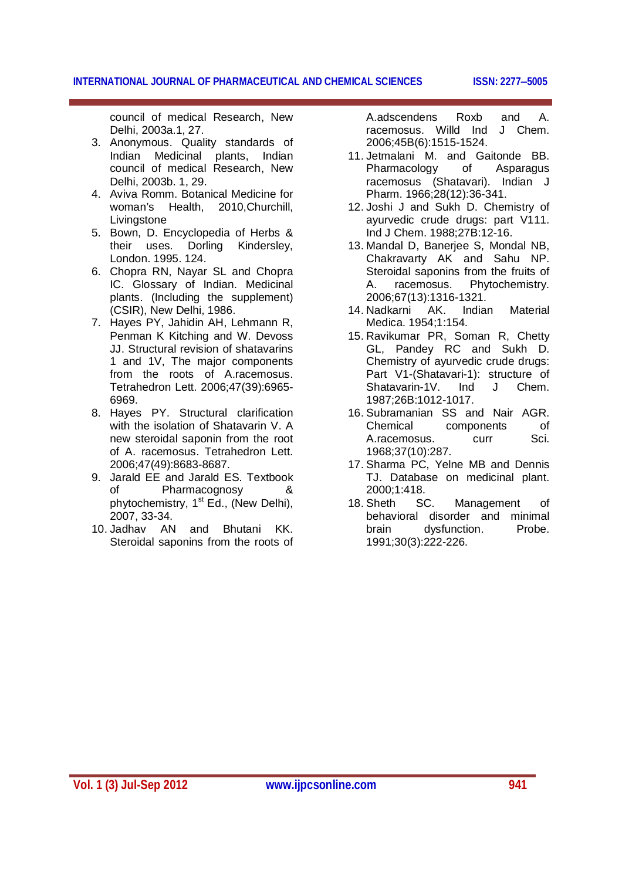council of medical Research, New Delhi, 2003a.1, 27.

3. Anonymous. Quality standards of Indian Medicinal plants, Indian council of medical Research, New Delhi, 2003b. 1, 29.
4. Aviva Romm. Botanical Medicine for woman's Health, 2010,Churchill, Livingstone
5. Bown, D. Encyclopedia of Herbs & their uses. Dorling Kindersley, London. 1995. 124.
6. Chopra RN, Nayar SL and Chopra IC. Glossary of Indian. Medicinal plants. (Including the supplement) (CSIR), New Delhi, 1986.
7. Hayes PY, Jahidin AH, Lehmann R, Penman K Kitching and W. Devoss JJ. Structural revision of shatavarins 1 and 1V, The major components from the roots of A.racemosus. Tetrahedron Lett. 2006;47(39):6965-6969.
8. Hayes PY. Structural clarification with the isolation of Shatavarin V. A new steroidal saponin from the root of A. racemosus. Tetrahedron Lett. 2006;47(49):8683-8687.
9. Jarald EE and Jarald ES. Textbook of Pharmacognosy & phytochemistry, 1st Ed., (New Delhi), 2007, 33-34.
10. Jadhav AN and Bhutani KK. Steroidal saponins from the roots of A.adscendens Roxb and A. racemosus. Willd Ind J Chem. 2006;45B(6):1515-1524.
11. Jetmalani M. and Gaitonde BB. Pharmacology of Asparagus racemosus (Shatavari). Indian J Pharm. 1966;28(12):36-341.
12. Joshi J and Sukh D. Chemistry of ayurvedic crude drugs: part V111. Ind J Chem. 1988;27B:12-16.
13. Mandal D, Banerjee S, Mondal NB, Chakravarty AK and Sahu NP. Steroidal saponins from the fruits of A. racemosus. Phytochemistry. 2006;67(13):1316-1321.
14. Nadkarni AK. Indian Material Medica. 1954;1:154.
15. Ravikumar PR, Soman R, Chetty GL, Pandey RC and Sukh D. Chemistry of ayurvedic crude drugs: Part V1-(Shatavari-1): structure of Shatavarin-1V. Ind J Chem. 1987;26B:1012-1017.
16. Subramanian SS and Nair AGR. Chemical components of A.racemosus. curr Sci. 1968;37(10):287.
17. Sharma PC, Yelne MB and Dennis TJ. Database on medicinal plant. 2000;1:418.
18. Sheth SC. Management of behavioral disorder and minimal brain dysfunction. Probe. 1991;30(3):222-226.